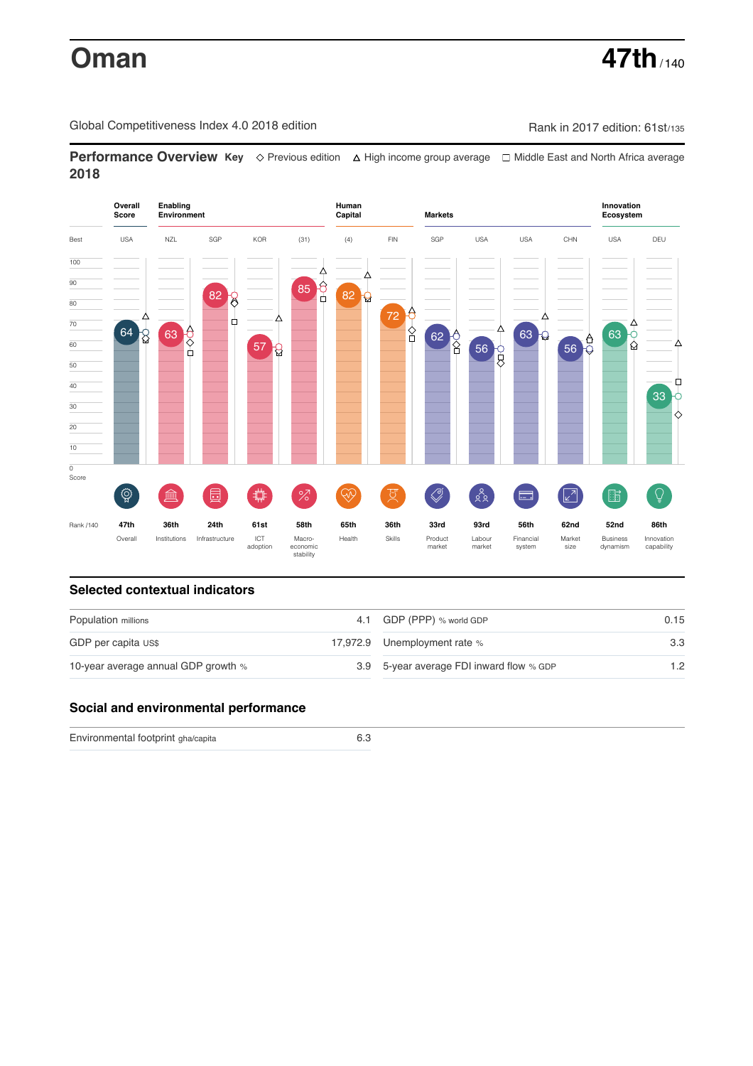# Oman

**47th** / 140

Global Competitiveness Index 4.0 2018 edition

Rank in 2017 edition: 61st/135

## Performance Overview 2018

**Key** ◇ Previous edition △ High income group average □ Middle East and North Africa average

Overall Score
Enabling Environment
Human Capital
Markets
Innovation Ecosystem

Best: USA, NZL, SGP, KOR, (31), (4), FIN, SGP, USA, USA, CHN, USA, DEU

100
90
80
70
60
50
40
30
20
10
0
Score

64, 63, 82, 57, 85, 82, 72, 62, 56, 63, 56, 63, 33

Rank /140

47th Overall
36th Institutions
24th Infrastructure
61st ICT adoption
58th Macro-economic stability
65th Health
36th Skills
33rd Product market
93rd Labour market
56th Financial system
62nd Market size
52nd Business dynamism
86th Innovation capability

## Selected contextual indicators

| | | | |
|---|---|---|---|
| Population millions | 4.1 | GDP (PPP) % world GDP | 0.15 |
| GDP per capita US$ | 17,972.9 | Unemployment rate % | 3.3 |
| 10-year average annual GDP growth % | 3.9 | 5-year average FDI inward flow % GDP | 1.2 |

## Social and environmental performance

| | |
|---|---|
| Environmental footprint gha/capita | 6.3 |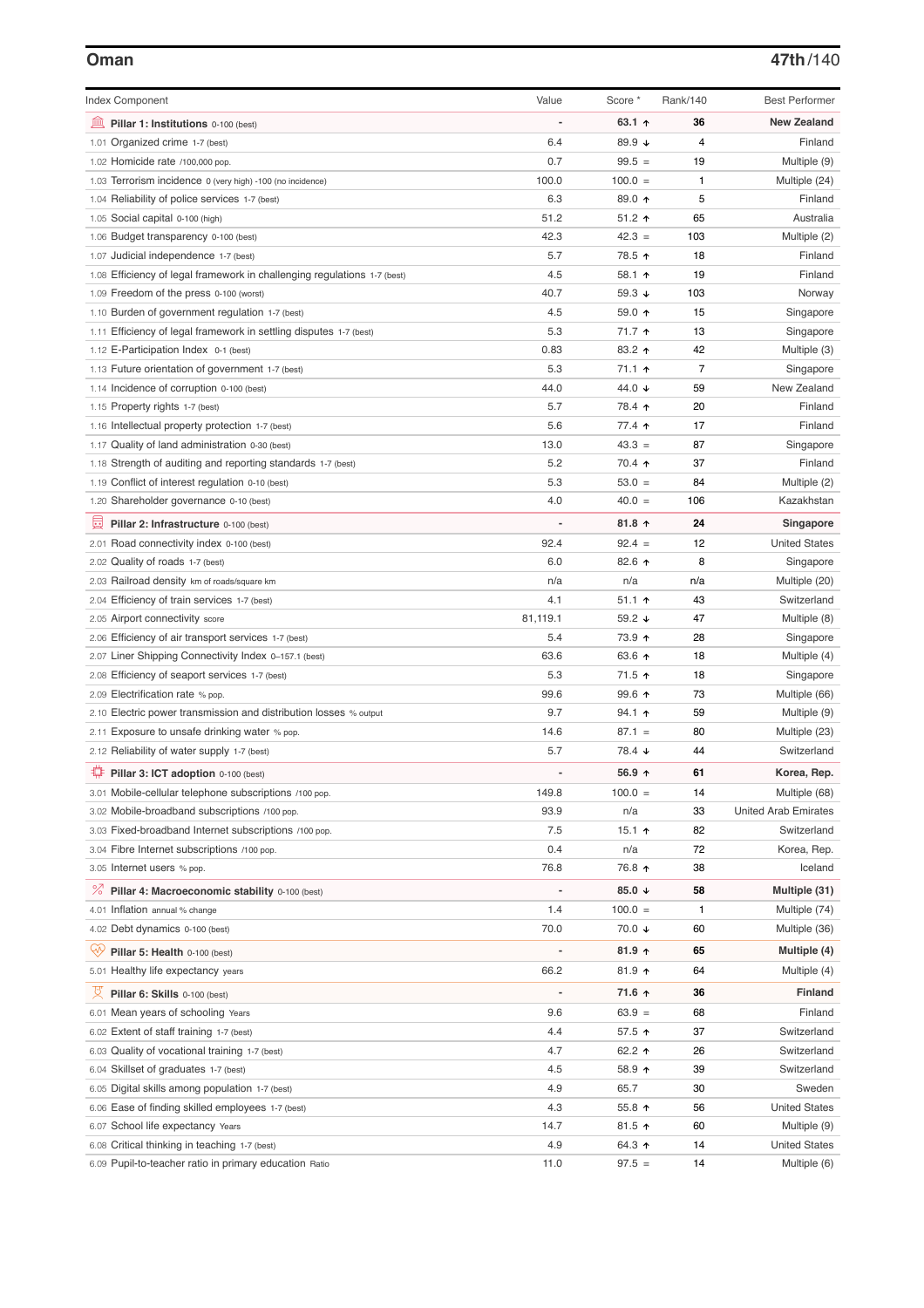## Oman

**47th**/140

| Index Component | Value | Score * | Rank/140 | Best Performer |
|---|---|---|---|---|
| **Pillar 1: Institutions** 0-100 (best) | - | **63.1 ↑** | **36** | **New Zealand** |
| 1.01 Organized crime 1-7 (best) | 6.4 | 89.9 ↓ | 4 | Finland |
| 1.02 Homicide rate /100,000 pop. | 0.7 | 99.5 = | 19 | Multiple (9) |
| 1.03 Terrorism incidence 0 (very high) -100 (no incidence) | 100.0 | 100.0 = | 1 | Multiple (24) |
| 1.04 Reliability of police services 1-7 (best) | 6.3 | 89.0 ↑ | 5 | Finland |
| 1.05 Social capital 0-100 (high) | 51.2 | 51.2 ↑ | 65 | Australia |
| 1.06 Budget transparency 0-100 (best) | 42.3 | 42.3 = | 103 | Multiple (2) |
| 1.07 Judicial independence 1-7 (best) | 5.7 | 78.5 ↑ | 18 | Finland |
| 1.08 Efficiency of legal framework in challenging regulations 1-7 (best) | 4.5 | 58.1 ↑ | 19 | Finland |
| 1.09 Freedom of the press 0-100 (worst) | 40.7 | 59.3 ↓ | 103 | Norway |
| 1.10 Burden of government regulation 1-7 (best) | 4.5 | 59.0 ↑ | 15 | Singapore |
| 1.11 Efficiency of legal framework in settling disputes 1-7 (best) | 5.3 | 71.7 ↑ | 13 | Singapore |
| 1.12 E-Participation Index 0-1 (best) | 0.83 | 83.2 ↑ | 42 | Multiple (3) |
| 1.13 Future orientation of government 1-7 (best) | 5.3 | 71.1 ↑ | 7 | Singapore |
| 1.14 Incidence of corruption 0-100 (best) | 44.0 | 44.0 ↓ | 59 | New Zealand |
| 1.15 Property rights 1-7 (best) | 5.7 | 78.4 ↑ | 20 | Finland |
| 1.16 Intellectual property protection 1-7 (best) | 5.6 | 77.4 ↑ | 17 | Finland |
| 1.17 Quality of land administration 0-30 (best) | 13.0 | 43.3 = | 87 | Singapore |
| 1.18 Strength of auditing and reporting standards 1-7 (best) | 5.2 | 70.4 ↑ | 37 | Finland |
| 1.19 Conflict of interest regulation 0-10 (best) | 5.3 | 53.0 = | 84 | Multiple (2) |
| 1.20 Shareholder governance 0-10 (best) | 4.0 | 40.0 = | 106 | Kazakhstan |
| **Pillar 2: Infrastructure** 0-100 (best) | - | **81.8 ↑** | **24** | **Singapore** |
| 2.01 Road connectivity index 0-100 (best) | 92.4 | 92.4 = | 12 | United States |
| 2.02 Quality of roads 1-7 (best) | 6.0 | 82.6 ↑ | 8 | Singapore |
| 2.03 Railroad density km of roads/square km | n/a | n/a | n/a | Multiple (20) |
| 2.04 Efficiency of train services 1-7 (best) | 4.1 | 51.1 ↑ | 43 | Switzerland |
| 2.05 Airport connectivity score | 81,119.1 | 59.2 ↓ | 47 | Multiple (8) |
| 2.06 Efficiency of air transport services 1-7 (best) | 5.4 | 73.9 ↑ | 28 | Singapore |
| 2.07 Liner Shipping Connectivity Index 0–157.1 (best) | 63.6 | 63.6 ↑ | 18 | Multiple (4) |
| 2.08 Efficiency of seaport services 1-7 (best) | 5.3 | 71.5 ↑ | 18 | Singapore |
| 2.09 Electrification rate % pop. | 99.6 | 99.6 ↑ | 73 | Multiple (66) |
| 2.10 Electric power transmission and distribution losses % output | 9.7 | 94.1 ↑ | 59 | Multiple (9) |
| 2.11 Exposure to unsafe drinking water % pop. | 14.6 | 87.1 = | 80 | Multiple (23) |
| 2.12 Reliability of water supply 1-7 (best) | 5.7 | 78.4 ↓ | 44 | Switzerland |
| **Pillar 3: ICT adoption** 0-100 (best) | - | **56.9 ↑** | **61** | **Korea, Rep.** |
| 3.01 Mobile-cellular telephone subscriptions /100 pop. | 149.8 | 100.0 = | 14 | Multiple (68) |
| 3.02 Mobile-broadband subscriptions /100 pop. | 93.9 | n/a | 33 | United Arab Emirates |
| 3.03 Fixed-broadband Internet subscriptions /100 pop. | 7.5 | 15.1 ↑ | 82 | Switzerland |
| 3.04 Fibre Internet subscriptions /100 pop. | 0.4 | n/a | 72 | Korea, Rep. |
| 3.05 Internet users % pop. | 76.8 | 76.8 ↑ | 38 | Iceland |
| **Pillar 4: Macroeconomic stability** 0-100 (best) | - | **85.0 ↓** | **58** | **Multiple (31)** |
| 4.01 Inflation annual % change | 1.4 | 100.0 = | 1 | Multiple (74) |
| 4.02 Debt dynamics 0-100 (best) | 70.0 | 70.0 ↓ | 60 | Multiple (36) |
| **Pillar 5: Health** 0-100 (best) | - | **81.9 ↑** | **65** | **Multiple (4)** |
| 5.01 Healthy life expectancy years | 66.2 | 81.9 ↑ | 64 | Multiple (4) |
| **Pillar 6: Skills** 0-100 (best) | - | **71.6 ↑** | **36** | **Finland** |
| 6.01 Mean years of schooling Years | 9.6 | 63.9 = | 68 | Finland |
| 6.02 Extent of staff training 1-7 (best) | 4.4 | 57.5 ↑ | 37 | Switzerland |
| 6.03 Quality of vocational training 1-7 (best) | 4.7 | 62.2 ↑ | 26 | Switzerland |
| 6.04 Skillset of graduates 1-7 (best) | 4.5 | 58.9 ↑ | 39 | Switzerland |
| 6.05 Digital skills among population 1-7 (best) | 4.9 | 65.7 | 30 | Sweden |
| 6.06 Ease of finding skilled employees 1-7 (best) | 4.3 | 55.8 ↑ | 56 | United States |
| 6.07 School life expectancy Years | 14.7 | 81.5 ↑ | 60 | Multiple (9) |
| 6.08 Critical thinking in teaching 1-7 (best) | 4.9 | 64.3 ↑ | 14 | United States |
| 6.09 Pupil-to-teacher ratio in primary education Ratio | 11.0 | 97.5 = | 14 | Multiple (6) |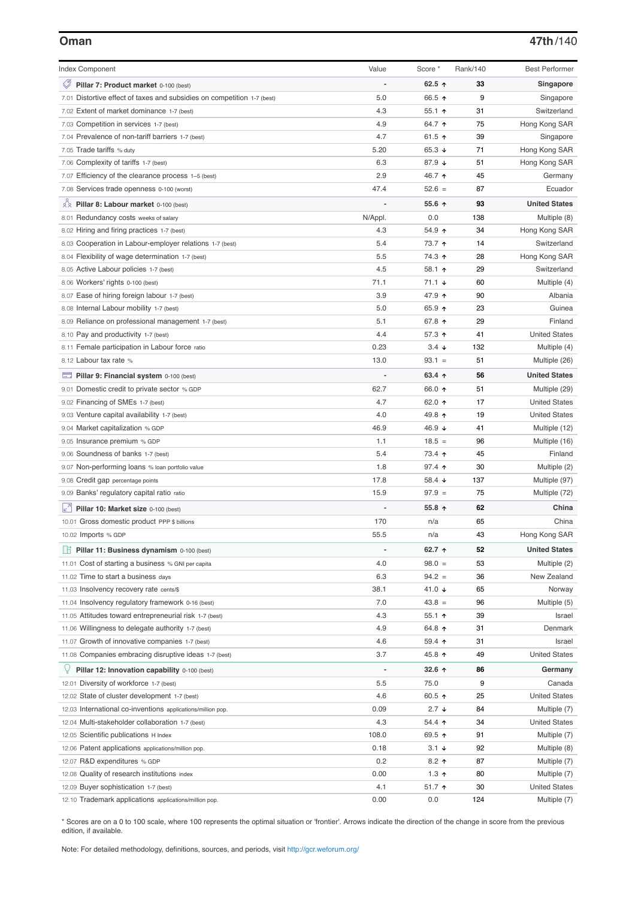## Oman

**47th/140**

| Index Component | Value | Score * | Rank/140 | Best Performer |
|---|---|---|---|---|
| **Pillar 7: Product market** 0-100 (best) | - | **62.5 ↑** | **33** | **Singapore** |
| 7.01 Distortive effect of taxes and subsidies on competition 1-7 (best) | 5.0 | 66.5 ↑ | 9 | Singapore |
| 7.02 Extent of market dominance 1-7 (best) | 4.3 | 55.1 ↑ | 31 | Switzerland |
| 7.03 Competition in services 1-7 (best) | 4.9 | 64.7 ↑ | 75 | Hong Kong SAR |
| 7.04 Prevalence of non-tariff barriers 1-7 (best) | 4.7 | 61.5 ↑ | 39 | Singapore |
| 7.05 Trade tariffs % duty | 5.20 | 65.3 ↓ | 71 | Hong Kong SAR |
| 7.06 Complexity of tariffs 1-7 (best) | 6.3 | 87.9 ↓ | 51 | Hong Kong SAR |
| 7.07 Efficiency of the clearance process 1–5 (best) | 2.9 | 46.7 ↑ | 45 | Germany |
| 7.08 Services trade openness 0-100 (worst) | 47.4 | 52.6 = | 87 | Ecuador |
| **Pillar 8: Labour market** 0-100 (best) | - | **55.6 ↑** | **93** | **United States** |
| 8.01 Redundancy costs weeks of salary | N/Appl. | 0.0 | 138 | Multiple (8) |
| 8.02 Hiring and firing practices 1-7 (best) | 4.3 | 54.9 ↑ | 34 | Hong Kong SAR |
| 8.03 Cooperation in Labour-employer relations 1-7 (best) | 5.4 | 73.7 ↑ | 14 | Switzerland |
| 8.04 Flexibility of wage determination 1-7 (best) | 5.5 | 74.3 ↑ | 28 | Hong Kong SAR |
| 8.05 Active Labour policies 1-7 (best) | 4.5 | 58.1 ↑ | 29 | Switzerland |
| 8.06 Workers' rights 0-100 (best) | 71.1 | 71.1 ↓ | 60 | Multiple (4) |
| 8.07 Ease of hiring foreign labour 1-7 (best) | 3.9 | 47.9 ↑ | 90 | Albania |
| 8.08 Internal Labour mobility 1-7 (best) | 5.0 | 65.9 ↑ | 23 | Guinea |
| 8.09 Reliance on professional management 1-7 (best) | 5.1 | 67.8 ↑ | 29 | Finland |
| 8.10 Pay and productivity 1-7 (best) | 4.4 | 57.3 ↑ | 41 | United States |
| 8.11 Female participation in Labour force ratio | 0.23 | 3.4 ↓ | 132 | Multiple (4) |
| 8.12 Labour tax rate % | 13.0 | 93.1 = | 51 | Multiple (26) |
| **Pillar 9: Financial system** 0-100 (best) | - | **63.4 ↑** | **56** | **United States** |
| 9.01 Domestic credit to private sector % GDP | 62.7 | 66.0 ↑ | 51 | Multiple (29) |
| 9.02 Financing of SMEs 1-7 (best) | 4.7 | 62.0 ↑ | 17 | United States |
| 9.03 Venture capital availability 1-7 (best) | 4.0 | 49.8 ↑ | 19 | United States |
| 9.04 Market capitalization % GDP | 46.9 | 46.9 ↓ | 41 | Multiple (12) |
| 9.05 Insurance premium % GDP | 1.1 | 18.5 = | 96 | Multiple (16) |
| 9.06 Soundness of banks 1-7 (best) | 5.4 | 73.4 ↑ | 45 | Finland |
| 9.07 Non-performing loans % loan portfolio value | 1.8 | 97.4 ↑ | 30 | Multiple (2) |
| 9.08 Credit gap percentage points | 17.8 | 58.4 ↓ | 137 | Multiple (97) |
| 9.09 Banks' regulatory capital ratio ratio | 15.9 | 97.9 = | 75 | Multiple (72) |
| **Pillar 10: Market size** 0-100 (best) | - | **55.8 ↑** | **62** | **China** |
| 10.01 Gross domestic product PPP $ billions | 170 | n/a | 65 | China |
| 10.02 Imports % GDP | 55.5 | n/a | 43 | Hong Kong SAR |
| **Pillar 11: Business dynamism** 0-100 (best) | - | **62.7 ↑** | **52** | **United States** |
| 11.01 Cost of starting a business % GNI per capita | 4.0 | 98.0 = | 53 | Multiple (2) |
| 11.02 Time to start a business days | 6.3 | 94.2 = | 36 | New Zealand |
| 11.03 Insolvency recovery rate cents/$ | 38.1 | 41.0 ↓ | 65 | Norway |
| 11.04 Insolvency regulatory framework 0-16 (best) | 7.0 | 43.8 = | 96 | Multiple (5) |
| 11.05 Attitudes toward entrepreneurial risk 1-7 (best) | 4.3 | 55.1 ↑ | 39 | Israel |
| 11.06 Willingness to delegate authority 1-7 (best) | 4.9 | 64.8 ↑ | 31 | Denmark |
| 11.07 Growth of innovative companies 1-7 (best) | 4.6 | 59.4 ↑ | 31 | Israel |
| 11.08 Companies embracing disruptive ideas 1-7 (best) | 3.7 | 45.8 ↑ | 49 | United States |
| **Pillar 12: Innovation capability** 0-100 (best) | - | **32.6 ↑** | **86** | **Germany** |
| 12.01 Diversity of workforce 1-7 (best) | 5.5 | 75.0 | 9 | Canada |
| 12.02 State of cluster development 1-7 (best) | 4.6 | 60.5 ↑ | 25 | United States |
| 12.03 International co-inventions applications/million pop. | 0.09 | 2.7 ↓ | 84 | Multiple (7) |
| 12.04 Multi-stakeholder collaboration 1-7 (best) | 4.3 | 54.4 ↑ | 34 | United States |
| 12.05 Scientific publications H Index | 108.0 | 69.5 ↑ | 91 | Multiple (7) |
| 12.06 Patent applications applications/million pop. | 0.18 | 3.1 ↓ | 92 | Multiple (8) |
| 12.07 R&D expenditures % GDP | 0.2 | 8.2 ↑ | 87 | Multiple (7) |
| 12.08 Quality of research institutions index | 0.00 | 1.3 ↑ | 80 | Multiple (7) |
| 12.09 Buyer sophistication 1-7 (best) | 4.1 | 51.7 ↑ | 30 | United States |
| 12.10 Trademark applications applications/million pop. | 0.00 | 0.0 | 124 | Multiple (7) |

* Scores are on a 0 to 100 scale, where 100 represents the optimal situation or 'frontier'. Arrows indicate the direction of the change in score from the previous edition, if available.

Note: For detailed methodology, definitions, sources, and periods, visit http://gcr.weforum.org/